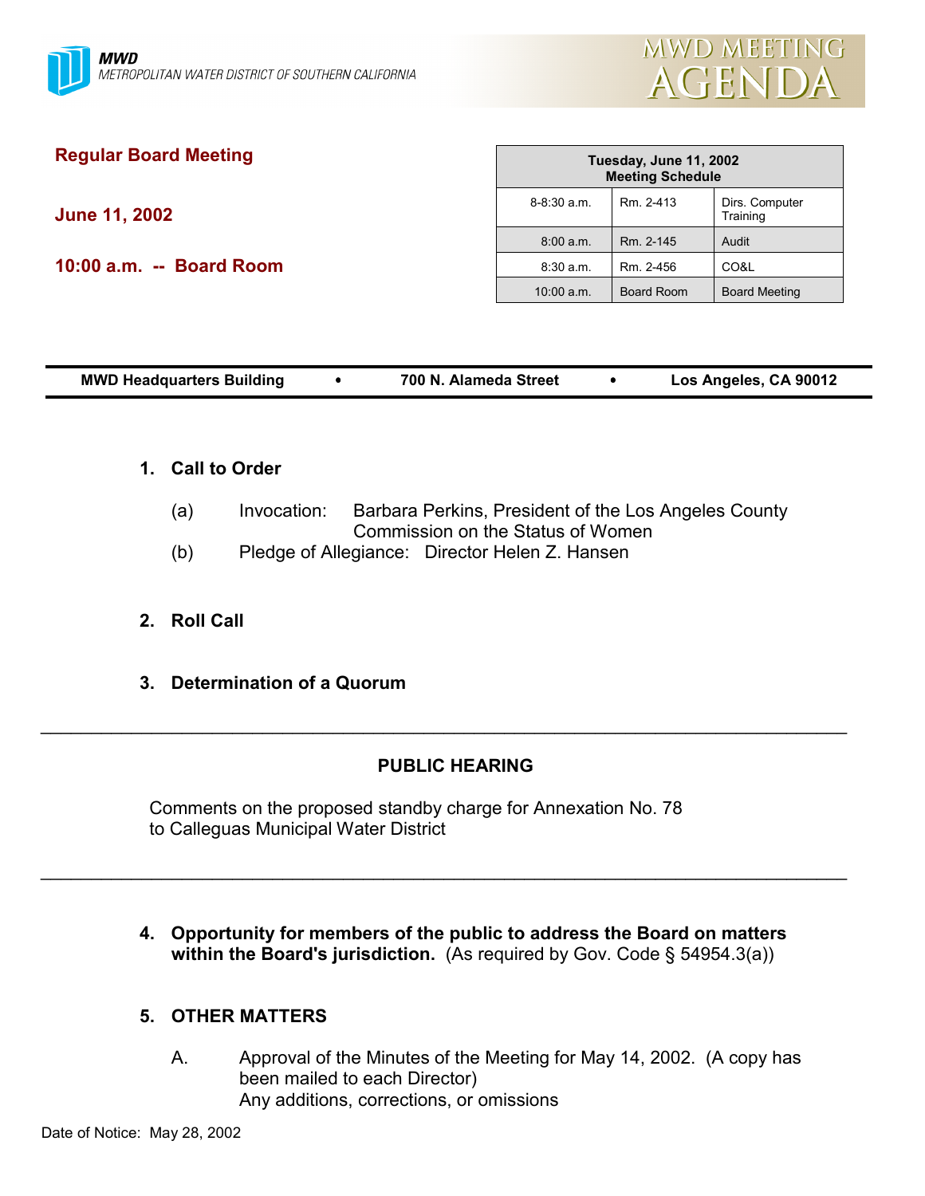MWD
METROPOLITAN WATER DISTRICT OF SOUTHERN CALIFORNIA

# MWD MEETING AGENDA

## Regular Board Meeting

**June 11, 2002**

**10:00 a.m. -- Board Room**

| Tuesday, June 11, 2002 Meeting Schedule | | |
|---|---|---|
| 8-8:30 a.m. | Rm. 2-413 | Dirs. Computer Training |
| 8:00 a.m. | Rm. 2-145 | Audit |
| 8:30 a.m. | Rm. 2-456 | CO&L |
| 10:00 a.m. | Board Room | Board Meeting |

**MWD Headquarters Building • 700 N. Alameda Street • Los Angeles, CA 90012**

**1. Call to Order**

(a) Invocation: Barbara Perkins, President of the Los Angeles County Commission on the Status of Women

(b) Pledge of Allegiance: Director Helen Z. Hansen

**2. Roll Call**

**3. Determination of a Quorum**

---

**PUBLIC HEARING**

Comments on the proposed standby charge for Annexation No. 78 to Calleguas Municipal Water District

---

**4. Opportunity for members of the public to address the Board on matters within the Board's jurisdiction.** (As required by Gov. Code § 54954.3(a))

**5. OTHER MATTERS**

A. Approval of the Minutes of the Meeting for May 14, 2002. (A copy has been mailed to each Director)
Any additions, corrections, or omissions

Date of Notice: May 28, 2002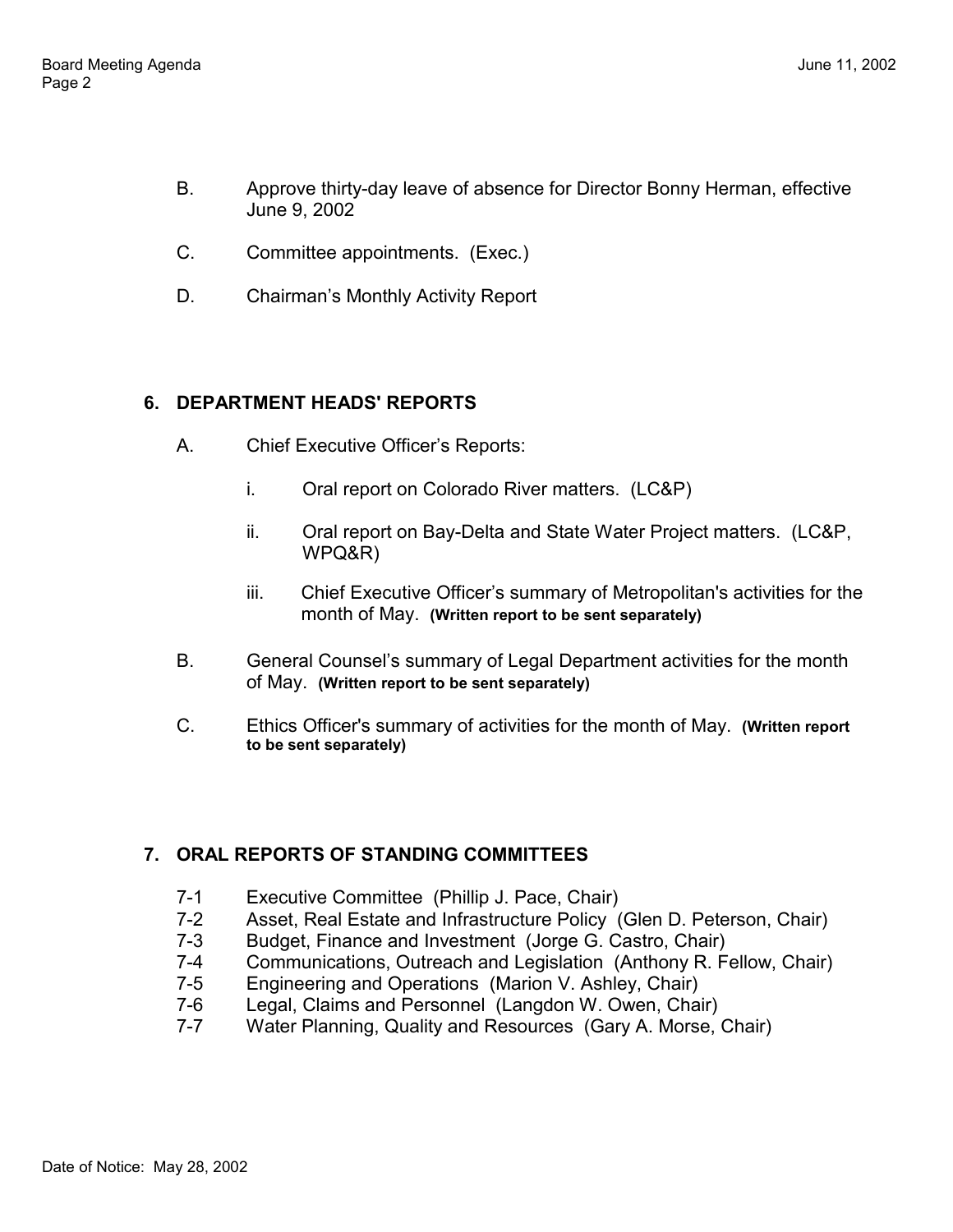B. Approve thirty-day leave of absence for Director Bonny Herman, effective June 9, 2002

C. Committee appointments. (Exec.)

D. Chairman's Monthly Activity Report

## 6. DEPARTMENT HEADS' REPORTS

A. Chief Executive Officer's Reports:

   i. Oral report on Colorado River matters. (LC&P)

   ii. Oral report on Bay-Delta and State Water Project matters. (LC&P, WPQ&R)

   iii. Chief Executive Officer's summary of Metropolitan's activities for the month of May. **(Written report to be sent separately)**

B. General Counsel's summary of Legal Department activities for the month of May. **(Written report to be sent separately)**

C. Ethics Officer's summary of activities for the month of May. **(Written report to be sent separately)**

## 7. ORAL REPORTS OF STANDING COMMITTEES

7-1 Executive Committee (Phillip J. Pace, Chair)
7-2 Asset, Real Estate and Infrastructure Policy (Glen D. Peterson, Chair)
7-3 Budget, Finance and Investment (Jorge G. Castro, Chair)
7-4 Communications, Outreach and Legislation (Anthony R. Fellow, Chair)
7-5 Engineering and Operations (Marion V. Ashley, Chair)
7-6 Legal, Claims and Personnel (Langdon W. Owen, Chair)
7-7 Water Planning, Quality and Resources (Gary A. Morse, Chair)

Date of Notice: May 28, 2002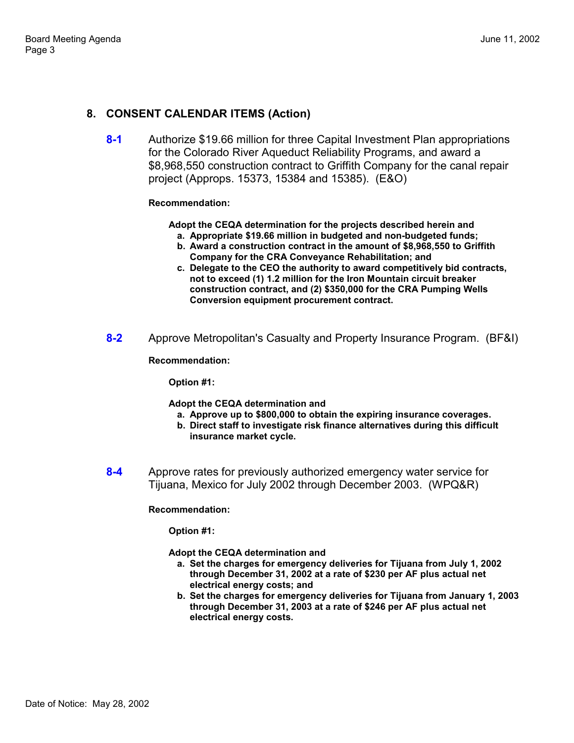## 8. CONSENT CALENDAR ITEMS (Action)

**8-1** Authorize $19.66 million for three Capital Investment Plan appropriations for the Colorado River Aqueduct Reliability Programs, and award a $8,968,550 construction contract to Griffith Company for the canal repair project (Approps. 15373, 15384 and 15385). (E&O)

**Recommendation:**

**Adopt the CEQA determination for the projects described herein and**

- **a. Appropriate $19.66 million in budgeted and non-budgeted funds;**
- **b. Award a construction contract in the amount of $8,968,550 to Griffith Company for the CRA Conveyance Rehabilitation; and**
- **c. Delegate to the CEO the authority to award competitively bid contracts, not to exceed (1) 1.2 million for the Iron Mountain circuit breaker construction contract, and (2) $350,000 for the CRA Pumping Wells Conversion equipment procurement contract.**

**8-2** Approve Metropolitan's Casualty and Property Insurance Program. (BF&I)

**Recommendation:**

**Option #1:**

**Adopt the CEQA determination and**

- **a. Approve up to $800,000 to obtain the expiring insurance coverages.**
- **b. Direct staff to investigate risk finance alternatives during this difficult insurance market cycle.**

**8-4** Approve rates for previously authorized emergency water service for Tijuana, Mexico for July 2002 through December 2003. (WPQ&R)

**Recommendation:**

**Option #1:**

**Adopt the CEQA determination and**

- **a. Set the charges for emergency deliveries for Tijuana from July 1, 2002 through December 31, 2002 at a rate of $230 per AF plus actual net electrical energy costs; and**
- **b. Set the charges for emergency deliveries for Tijuana from January 1, 2003 through December 31, 2003 at a rate of $246 per AF plus actual net electrical energy costs.**

Date of Notice: May 28, 2002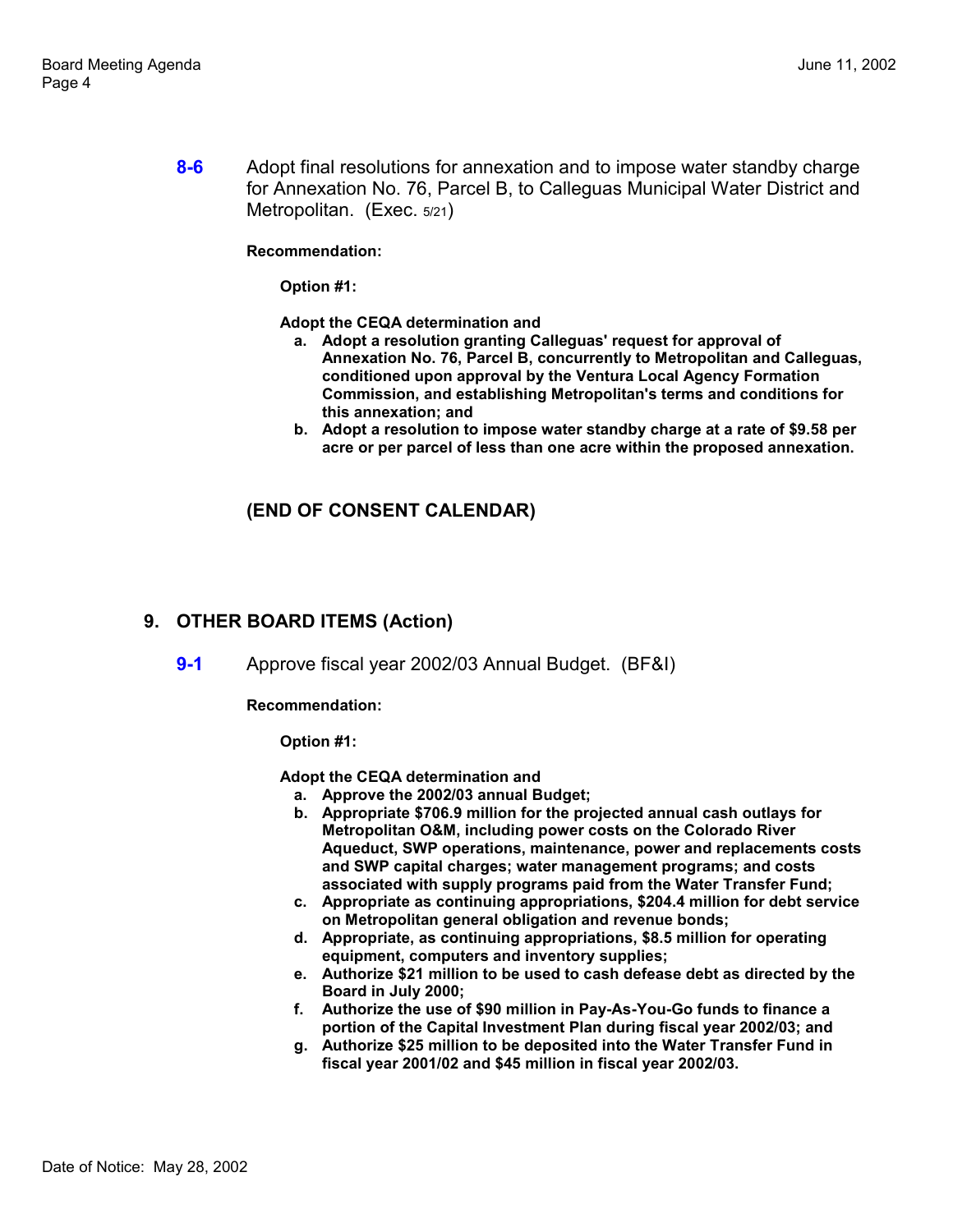**8-6** Adopt final resolutions for annexation and to impose water standby charge for Annexation No. 76, Parcel B, to Calleguas Municipal Water District and Metropolitan. (Exec. 5/21)

**Recommendation:**

**Option #1:**

**Adopt the CEQA determination and**

- **a. Adopt a resolution granting Calleguas' request for approval of Annexation No. 76, Parcel B, concurrently to Metropolitan and Calleguas, conditioned upon approval by the Ventura Local Agency Formation Commission, and establishing Metropolitan's terms and conditions for this annexation; and**
- **b. Adopt a resolution to impose water standby charge at a rate of $9.58 per acre or per parcel of less than one acre within the proposed annexation.**

**(END OF CONSENT CALENDAR)**

## 9. OTHER BOARD ITEMS (Action)

**9-1** Approve fiscal year 2002/03 Annual Budget. (BF&I)

**Recommendation:**

**Option #1:**

**Adopt the CEQA determination and**

- **a. Approve the 2002/03 annual Budget;**
- **b. Appropriate $706.9 million for the projected annual cash outlays for Metropolitan O&M, including power costs on the Colorado River Aqueduct, SWP operations, maintenance, power and replacements costs and SWP capital charges; water management programs; and costs associated with supply programs paid from the Water Transfer Fund;**
- **c. Appropriate as continuing appropriations, $204.4 million for debt service on Metropolitan general obligation and revenue bonds;**
- **d. Appropriate, as continuing appropriations, $8.5 million for operating equipment, computers and inventory supplies;**
- **e. Authorize $21 million to be used to cash defease debt as directed by the Board in July 2000;**
- **f. Authorize the use of $90 million in Pay-As-You-Go funds to finance a portion of the Capital Investment Plan during fiscal year 2002/03; and**
- **g. Authorize $25 million to be deposited into the Water Transfer Fund in fiscal year 2001/02 and $45 million in fiscal year 2002/03.**

Date of Notice: May 28, 2002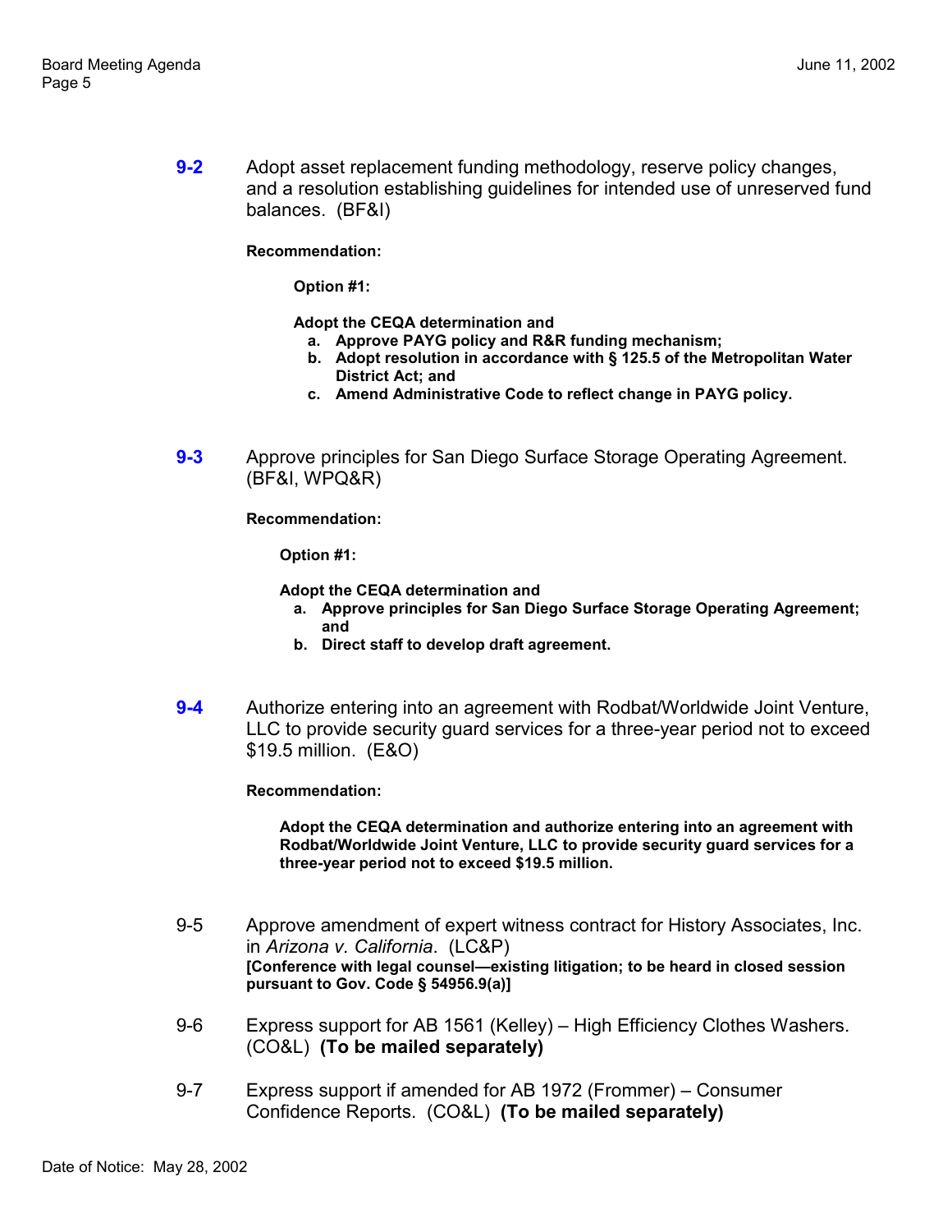**9-2** Adopt asset replacement funding methodology, reserve policy changes, and a resolution establishing guidelines for intended use of unreserved fund balances. (BF&I)

**Recommendation:**

**Option #1:**

**Adopt the CEQA determination and**

- **a. Approve PAYG policy and R&R funding mechanism;**
- **b. Adopt resolution in accordance with § 125.5 of the Metropolitan Water District Act; and**
- **c. Amend Administrative Code to reflect change in PAYG policy.**

**9-3** Approve principles for San Diego Surface Storage Operating Agreement. (BF&I, WPQ&R)

**Recommendation:**

**Option #1:**

**Adopt the CEQA determination and**

- **a. Approve principles for San Diego Surface Storage Operating Agreement; and**
- **b. Direct staff to develop draft agreement.**

**9-4** Authorize entering into an agreement with Rodbat/Worldwide Joint Venture, LLC to provide security guard services for a three-year period not to exceed $19.5 million. (E&O)

**Recommendation:**

**Adopt the CEQA determination and authorize entering into an agreement with Rodbat/Worldwide Joint Venture, LLC to provide security guard services for a three-year period not to exceed $19.5 million.**

9-5 Approve amendment of expert witness contract for History Associates, Inc. in *Arizona v. California*. (LC&P)
**[Conference with legal counsel—existing litigation; to be heard in closed session pursuant to Gov. Code § 54956.9(a)]**

9-6 Express support for AB 1561 (Kelley) – High Efficiency Clothes Washers. (CO&L) **(To be mailed separately)**

9-7 Express support if amended for AB 1972 (Frommer) – Consumer Confidence Reports. (CO&L) **(To be mailed separately)**

Date of Notice: May 28, 2002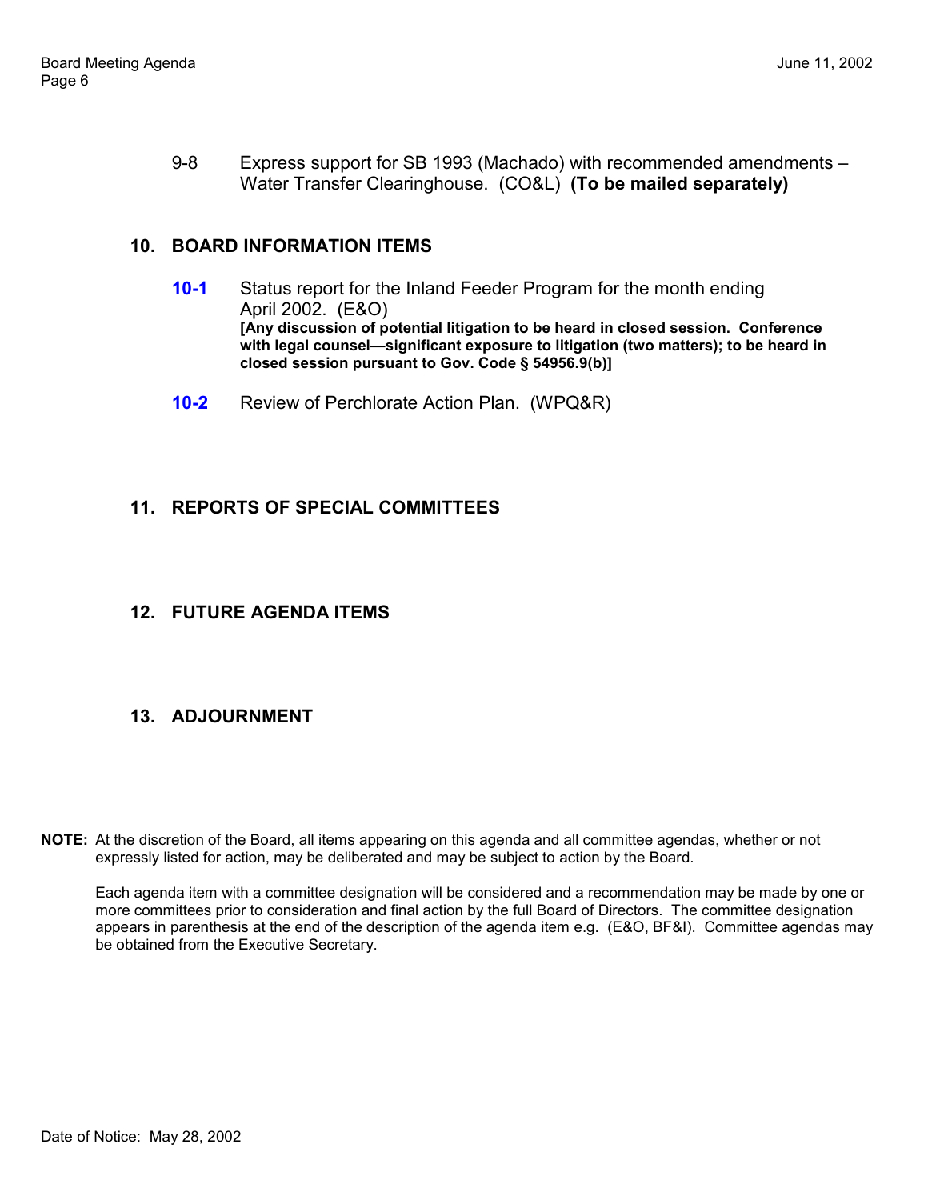9-8 Express support for SB 1993 (Machado) with recommended amendments – Water Transfer Clearinghouse. (CO&L) **(To be mailed separately)**

## 10. BOARD INFORMATION ITEMS

**10-1** Status report for the Inland Feeder Program for the month ending April 2002. (E&O)
**[Any discussion of potential litigation to be heard in closed session. Conference with legal counsel—significant exposure to litigation (two matters); to be heard in closed session pursuant to Gov. Code § 54956.9(b)]**

**10-2** Review of Perchlorate Action Plan. (WPQ&R)

## 11. REPORTS OF SPECIAL COMMITTEES

## 12. FUTURE AGENDA ITEMS

## 13. ADJOURNMENT

**NOTE:** At the discretion of the Board, all items appearing on this agenda and all committee agendas, whether or not expressly listed for action, may be deliberated and may be subject to action by the Board.

Each agenda item with a committee designation will be considered and a recommendation may be made by one or more committees prior to consideration and final action by the full Board of Directors. The committee designation appears in parenthesis at the end of the description of the agenda item e.g. (E&O, BF&I). Committee agendas may be obtained from the Executive Secretary.

Date of Notice: May 28, 2002